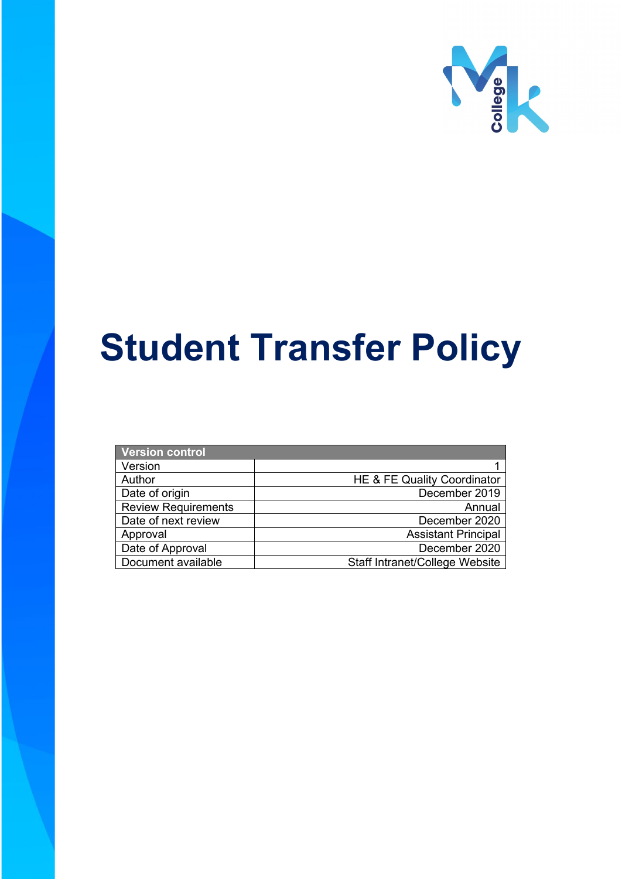# Student Transfer Policy

| Version control | |
| --- | --- |
| Version | 1 |
| Author | HE & FE Quality Coordinator |
| Date of origin | December 2019 |
| Review Requirements | Annual |
| Date of next review | December 2020 |
| Approval | Assistant Principal |
| Date of Approval | December 2020 |
| Document available | Staff Intranet/College Website |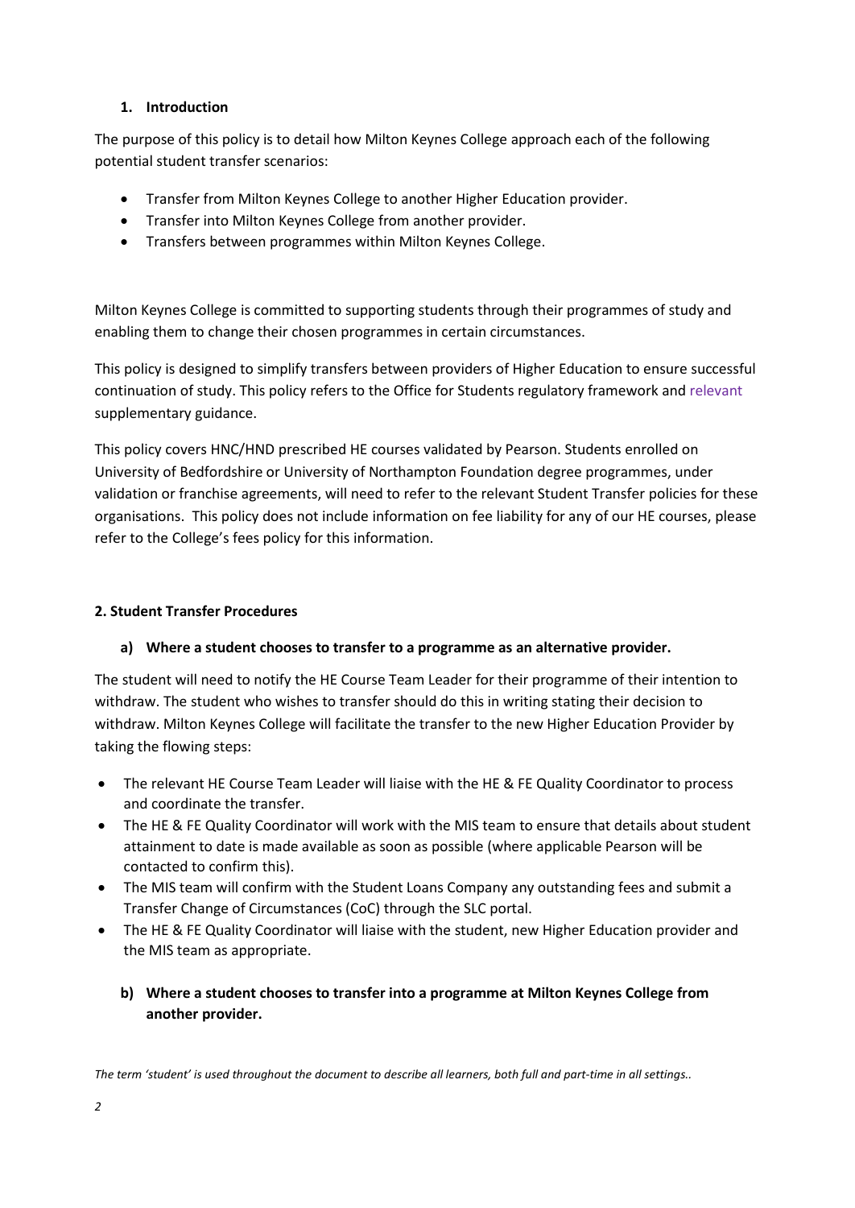## 1. Introduction

The purpose of this policy is to detail how Milton Keynes College approach each of the following potential student transfer scenarios:

- Transfer from Milton Keynes College to another Higher Education provider.
- Transfer into Milton Keynes College from another provider.
- Transfers between programmes within Milton Keynes College.

Milton Keynes College is committed to supporting students through their programmes of study and enabling them to change their chosen programmes in certain circumstances.

This policy is designed to simplify transfers between providers of Higher Education to ensure successful continuation of study. This policy refers to the Office for Students regulatory framework and relevant supplementary guidance.

This policy covers HNC/HND prescribed HE courses validated by Pearson. Students enrolled on University of Bedfordshire or University of Northampton Foundation degree programmes, under validation or franchise agreements, will need to refer to the relevant Student Transfer policies for these organisations. This policy does not include information on fee liability for any of our HE courses, please refer to the College's fees policy for this information.

## 2. Student Transfer Procedures

### a) Where a student chooses to transfer to a programme as an alternative provider.

The student will need to notify the HE Course Team Leader for their programme of their intention to withdraw. The student who wishes to transfer should do this in writing stating their decision to withdraw. Milton Keynes College will facilitate the transfer to the new Higher Education Provider by taking the flowing steps:

- The relevant HE Course Team Leader will liaise with the HE & FE Quality Coordinator to process and coordinate the transfer.
- The HE & FE Quality Coordinator will work with the MIS team to ensure that details about student attainment to date is made available as soon as possible (where applicable Pearson will be contacted to confirm this).
- The MIS team will confirm with the Student Loans Company any outstanding fees and submit a Transfer Change of Circumstances (CoC) through the SLC portal.
- The HE & FE Quality Coordinator will liaise with the student, new Higher Education provider and the MIS team as appropriate.

### b) Where a student chooses to transfer into a programme at Milton Keynes College from another provider.

*The term 'student' is used throughout the document to describe all learners, both full and part-time in all settings..*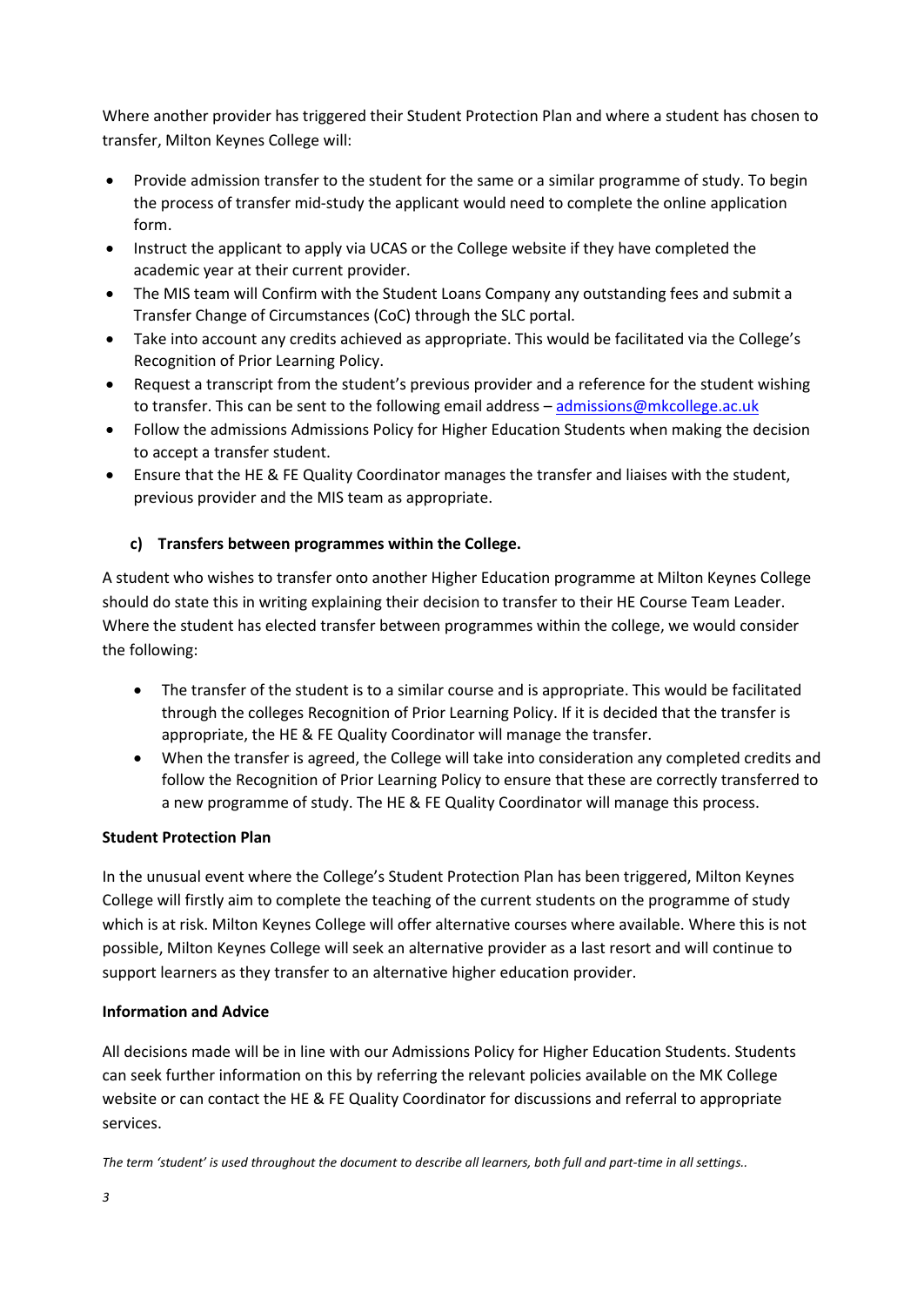Where another provider has triggered their Student Protection Plan and where a student has chosen to transfer, Milton Keynes College will:

- Provide admission transfer to the student for the same or a similar programme of study. To begin the process of transfer mid-study the applicant would need to complete the online application form.
- Instruct the applicant to apply via UCAS or the College website if they have completed the academic year at their current provider.
- The MIS team will Confirm with the Student Loans Company any outstanding fees and submit a Transfer Change of Circumstances (CoC) through the SLC portal.
- Take into account any credits achieved as appropriate. This would be facilitated via the College's Recognition of Prior Learning Policy.
- Request a transcript from the student's previous provider and a reference for the student wishing to transfer. This can be sent to the following email address – admissions@mkcollege.ac.uk
- Follow the admissions Admissions Policy for Higher Education Students when making the decision to accept a transfer student.
- Ensure that the HE & FE Quality Coordinator manages the transfer and liaises with the student, previous provider and the MIS team as appropriate.

**c) Transfers between programmes within the College.**

A student who wishes to transfer onto another Higher Education programme at Milton Keynes College should do state this in writing explaining their decision to transfer to their HE Course Team Leader. Where the student has elected transfer between programmes within the college, we would consider the following:

- The transfer of the student is to a similar course and is appropriate. This would be facilitated through the colleges Recognition of Prior Learning Policy. If it is decided that the transfer is appropriate, the HE & FE Quality Coordinator will manage the transfer.
- When the transfer is agreed, the College will take into consideration any completed credits and follow the Recognition of Prior Learning Policy to ensure that these are correctly transferred to a new programme of study. The HE & FE Quality Coordinator will manage this process.

**Student Protection Plan**

In the unusual event where the College's Student Protection Plan has been triggered, Milton Keynes College will firstly aim to complete the teaching of the current students on the programme of study which is at risk. Milton Keynes College will offer alternative courses where available. Where this is not possible, Milton Keynes College will seek an alternative provider as a last resort and will continue to support learners as they transfer to an alternative higher education provider.

**Information and Advice**

All decisions made will be in line with our Admissions Policy for Higher Education Students. Students can seek further information on this by referring the relevant policies available on the MK College website or can contact the HE & FE Quality Coordinator for discussions and referral to appropriate services.

*The term 'student' is used throughout the document to describe all learners, both full and part-time in all settings..*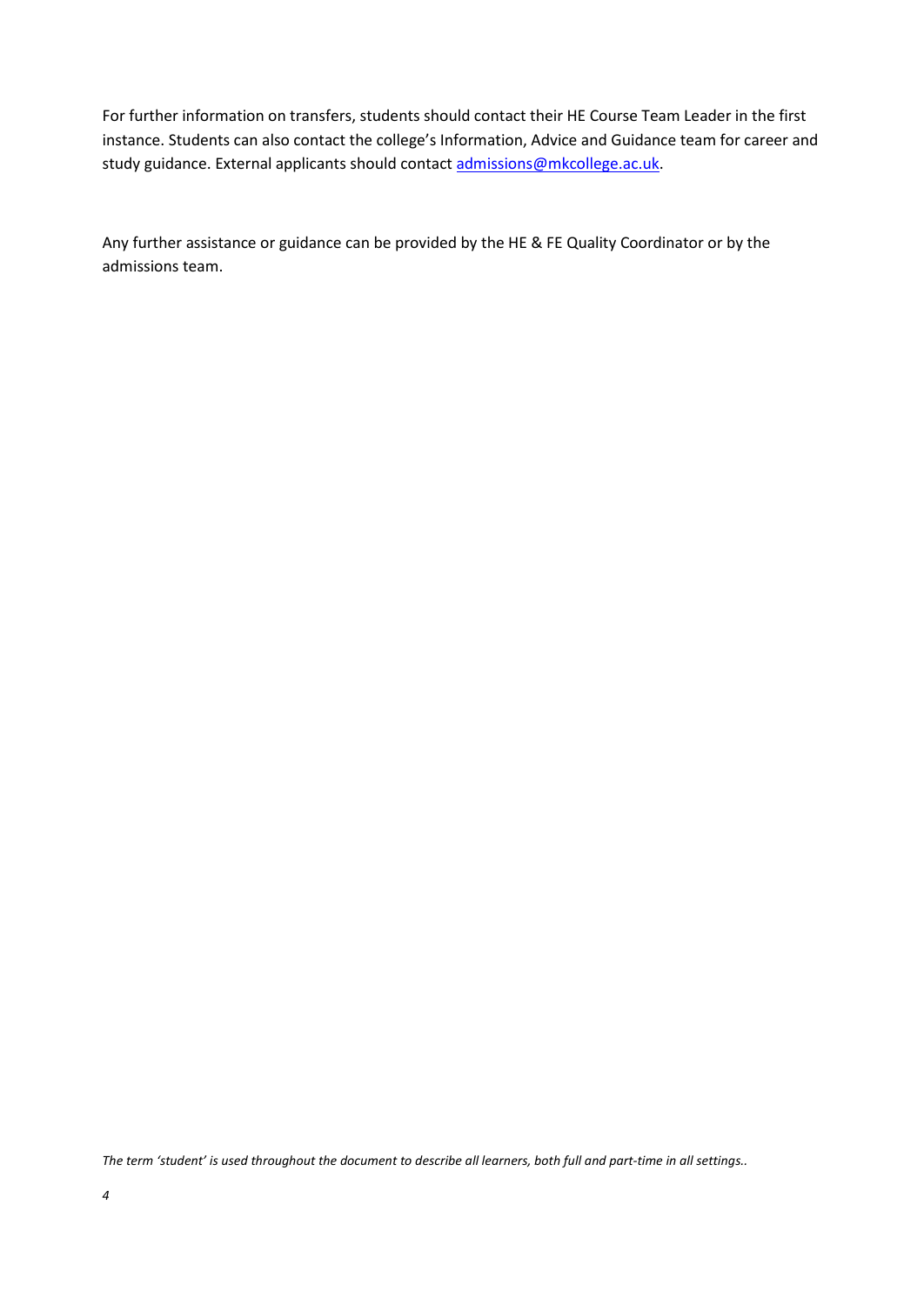For further information on transfers, students should contact their HE Course Team Leader in the first instance. Students can also contact the college's Information, Advice and Guidance team for career and study guidance. External applicants should contact [admissions@mkcollege.ac.uk](mailto:admissions@mkcollege.ac.uk).

Any further assistance or guidance can be provided by the HE & FE Quality Coordinator or by the admissions team.

*The term 'student' is used throughout the document to describe all learners, both full and part-time in all settings..*